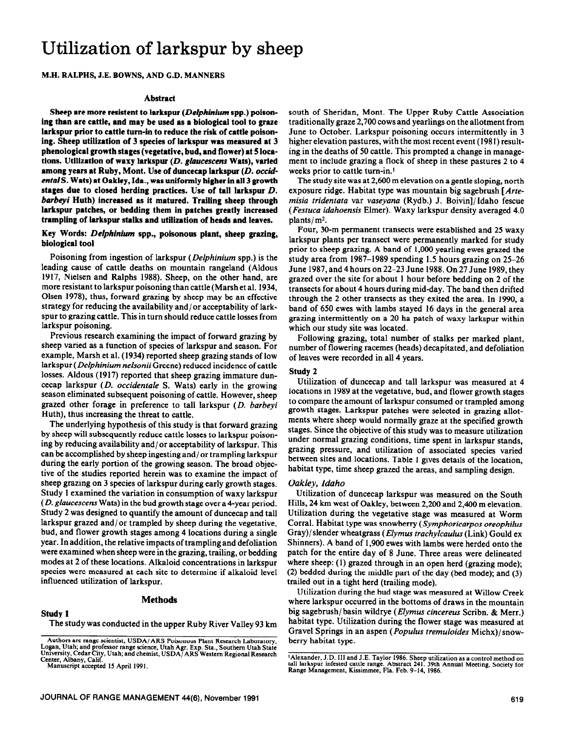# Utilization of larkspur by sheep

**M.H. RALPHS, J.E. BOWNS, AND G.D. MANNERS**

## Abstract

**Sheep are more resistent to larkspur (*Delphinium* spp.) poisoning than are cattle, and may be used as a biological tool to graze larkspur prior to cattle turn-in to reduce the risk of cattle poisoning. Sheep utilization of 3 species of larkspur was measured at 3 phenological growth stages (vegetative, bud, and flower) at 5 locations. Utilization of waxy larkspur (*D. glaucescens* Wats), varied among years at Ruby, Mont. Use of duncecap larkspur (*D. occidentale* S. Wats) at Oakley, Ida., was uniformly higher in all 3 growth stages due to closed herding practices. Use of tall larkspur *D. barbeyi* Huth) increased as it matured. Trailing sheep through larkspur patches, or bedding them in patches greatly increased trampling of larkspur stalks and utilization of heads and leaves.**

**Key Words: *Delphinium* spp., poisonous plant, sheep grazing, biological tool**

Poisoning from ingestion of larkspur (*Delphinium* spp.) is the leading cause of cattle deaths on mountain rangeland (Aldous 1917, Nielsen and Ralphs 1988). Sheep, on the other hand, are more resistant to larkspur poisoning than cattle (Marsh et al. 1934, Olsen 1978), thus, forward grazing by sheep may be an effective strategy for reducing the availability and/or acceptability of larkspur to grazing cattle. This in turn should reduce cattle losses from larkspur poisoning.

Previous research examining the impact of forward grazing by sheep varied as a function of species of larkspur and season. For example, Marsh et al. (1934) reported sheep grazing stands of low larkspur (*Delphinium nelsonii* Greene) reduced incidence of cattle losses. Aldous (1917) reported that sheep grazing immature duncecap larkspur (*D. occidentale* S. Wats) early in the growing season eliminated subsequent poisoning of cattle. However, sheep grazed other forage in preference to tall larkspur (*D. barbeyi* Huth), thus increasing the threat to cattle.

The underlying hypothesis of this study is that forward grazing by sheep will subsequently reduce cattle losses to larkspur poisoning by reducing availability and/or acceptability of larkspur. This can be accomplished by sheep ingesting and/or trampling larkspur during the early portion of the growing season. The broad objective of the studies reported herein was to examine the impact of sheep grazing on 3 species of larkspur during early growth stages. Study 1 examined the variation in consumption of waxy larkspur (*D. glaucescens* Wats) in the bud growth stage over a 4-year period. Study 2 was designed to quantify the amount of duncecap and tall larkspur grazed and/or trampled by sheep during the vegetative, bud, and flower growth stages among 4 locations during a single year. In addition, the relative impacts of trampling and defoliation were examined when sheep were in the grazing, trailing, or bedding modes at 2 of these locations. Alkaloid concentrations in larkspur species were measured at each site to determine if alkaloid level influenced utilization of larkspur.

## Methods

### Study 1

The study was conducted in the upper Ruby River Valley 93 km south of Sheridan, Mont. The Upper Ruby Cattle Association traditionally graze 2,700 cows and yearlings on the allotment from June to October. Larkspur poisoning occurs intermittently in 3 higher elevation pastures, with the most recent event (1981) resulting in the deaths of 50 cattle. This prompted a change in management to include grazing a flock of sheep in these pastures 2 to 4 weeks prior to cattle turn-in.[1]

The study site was at 2,600 m elevation on a gentle sloping, north exposure ridge. Habitat type was mountain big sagebrush [*Artemisia tridentata* var *vaseyana* (Rydb.) J. Boivin]/Idaho fescue (*Festuca idahoensis* Elmer). Waxy larkspur density averaged 4.0 plants/m$^2$.

Four, 30-m permanent transects were established and 25 waxy larkspur plants per transect were permanently marked for study prior to sheep grazing. A band of 1,000 yearling ewes grazed the study area from 1987–1989 spending 1.5 hours grazing on 25–26 June 1987, and 4 hours on 22–23 June 1988. On 27 June 1989, they grazed over the site for about 1 hour before bedding on 2 of the transects for about 4 hours during mid-day. The band then drifted through the 2 other transects as they exited the area. In 1990, a band of 650 ewes with lambs stayed 16 days in the general area grazing intermittently on a 20 ha patch of waxy larkspur within which our study site was located.

Following grazing, total number of stalks per marked plant, number of flowering racemes (heads) decapitated, and defoliation of leaves were recorded in all 4 years.

### Study 2

Utilization of duncecap and tall larkspur was measured at 4 locations in 1989 at the vegetative, bud, and flower growth stages to compare the amount of larkspur consumed or trampled among growth stages. Larkspur patches were selected in grazing allotments where sheep would normally graze at the specified growth stages. Since the objective of this study was to measure utilization under normal grazing conditions, time spent in larkspur stands, grazing pressure, and utilization of associated species varied between sites and locations. Table 1 gives details of the location, habitat type, time sheep grazed the areas, and sampling design.

#### *Oakley, Idaho*

Utilization of duncecap larkspur was measured on the South Hills, 24 km west of Oakley, between 2,200 and 2,400 m elevation. Utilization during the vegetative stage was measured at Worm Corral. Habitat type was snowberry (*Symphoricarpos oreophilus* Gray)/slender wheatgrass (*Elymus trachylcaulus* (Link) Gould ex Shinners). A band of 1,900 ewes with lambs were herded onto the patch for the entire day of 8 June. Three areas were delineated where sheep: (1) grazed through in an open herd (grazing mode); (2) bedded during the middle part of the day (bed mode); and (3) trailed out in a tight herd (trailing mode).

Utilization during the bud stage was measured at Willow Creek where larkspur occurred in the bottoms of draws in the mountain big sagebrush/basin wildrye (*Elymus cinereus* Scribn. & Merr.) habitat type. Utilization during the flower stage was measured at Gravel Springs in an aspen (*Populus tremuloides* Michx)/snowberry habitat type.

---

Authors are range scientist, USDA/ARS Poisonous Plant Research Laboratory, Logan, Utah; and professor range science, Utah Agr. Exp. Sta., Southern Utah State University, Cedar City, Utah; and chemist, USDA/ARS Western Regional Research Center, Albany, Calif.

Manuscript accepted 15 April 1991.

[1] Alexander, J.D. III and J.E. Taylor 1986. Sheep utilization as a control method on tall larkspur infested cattle range. Abstract 241. 39th Annual Meeting, Society for Range Management, Kissimmee, Fla. Feb. 9–14, 1986.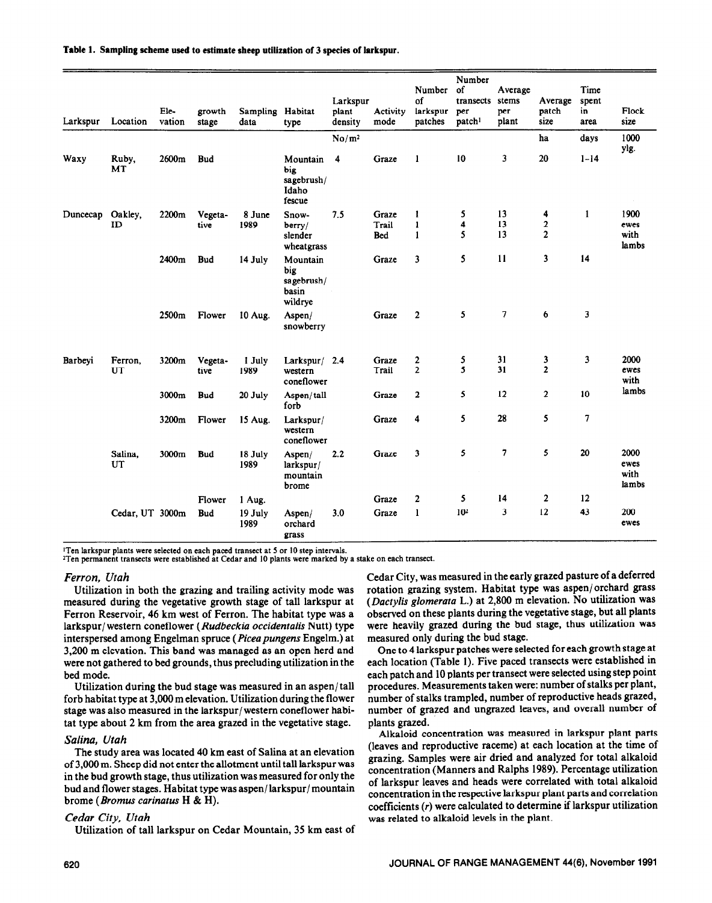**Table 1. Sampling scheme used to estimate sheep utilization of 3 species of larkspur.**

| Larkspur | Location | Ele-vation | growth stage | Sampling data | Habitat type | Larkspur plant density | Activity mode | Number of larkspur patches | Number of transects per patch[1] | Average stems per plant | Average patch size | Time spent in area | Flock size |
|---|---|---|---|---|---|---|---|---|---|---|---|---|---|
| | | | | | | No/m² | | | | | ha | days | |
| Waxy | Ruby, MT | 2600m | Bud | | Mountain big sagebrush/ Idaho fescue | 4 | Graze | 1 | 10 | 3 | 20 | 1–14 | 1000 ylg. |
| Duncecap | Oakley, ID | 2200m | Vegeta-tive | 8 June 1989 | Snow-berry/ slender wheatgrass | 7.5 | Graze | 1 | 5 | 13 | 4 | 1 | 1900 ewes with lambs |
| | | | | | | | Trail | 1 | 4 | 13 | 2 | | |
| | | | | | | | Bed | 1 | 5 | 13 | 2 | | |
| | | 2400m | Bud | 14 July | Mountain big sagebrush/ basin wildrye | | Graze | 3 | 5 | 11 | 3 | 14 | |
| | | 2500m | Flower | 10 Aug. | Aspen/ snowberry | | Graze | 2 | 5 | 7 | 6 | 3 | |
| Barbeyi | Ferron, UT | 3200m | Vegeta-tive | 1 July 1989 | Larkspur/ western coneflower | 2.4 | Graze | 2 | 5 | 31 | 3 | 3 | 2000 ewes with lambs |
| | | | | | | | Trail | 2 | 5 | 31 | 2 | | |
| | | 3000m | Bud | 20 July | Aspen/tall forb | | Graze | 2 | 5 | 12 | 2 | 10 | |
| | | 3200m | Flower | 15 Aug. | Larkspur/ western coneflower | | Graze | 4 | 5 | 28 | 5 | 7 | |
| | Salina, UT | 3000m | Bud | 18 July 1989 | Aspen/ larkspur/ mountain brome | 2.2 | Graze | 3 | 5 | 7 | 5 | 20 | 2000 ewes with lambs |
| | | | Flower | 1 Aug. | | | Graze | 2 | 5 | 14 | 2 | 12 | |
| | Cedar, UT | 3000m | Bud | 19 July 1989 | Aspen/ orchard grass | 3.0 | Graze | 1 | 10[2] | 3 | 12 | 43 | 200 ewes |

[1]Ten larkspur plants were selected on each paced transect at 5 or 10 step intervals.
[2]Ten permanent transects were established at Cedar and 10 plants were marked by a stake on each transect.

### *Ferron, Utah*

Utilization in both the grazing and trailing activity mode was measured during the vegetative growth stage of tall larkspur at Ferron Reservoir, 46 km west of Ferron. The habitat type was a larkspur/western coneflower (*Rudbeckia occidentalis* Nutt) type interspersed among Engelman spruce (*Picea pungens* Engelm.) at 3,200 m elevation. This band was managed as an open herd and were not gathered to bed grounds, thus precluding utilization in the bed mode.

Utilization during the bud stage was measured in an aspen/tall forb habitat type at 3,000 m elevation. Utilization during the flower stage was also measured in the larkspur/western coneflower habitat type about 2 km from the area grazed in the vegetative stage.

### *Salina, Utah*

The study area was located 40 km east of Salina at an elevation of 3,000 m. Sheep did not enter the allotment until tall larkspur was in the bud growth stage, thus utilization was measured for only the bud and flower stages. Habitat type was aspen/larkspur/mountain brome (*Bromus carinatus* H & H).

### *Cedar City, Utah*

Utilization of tall larkspur on Cedar Mountain, 35 km east of Cedar City, was measured in the early grazed pasture of a deferred rotation grazing system. Habitat type was aspen/orchard grass (*Dactylis glomerata* L.) at 2,800 m elevation. No utilization was observed on these plants during the vegetative stage, but all plants were heavily grazed during the bud stage, thus utilization was measured only during the bud stage.

One to 4 larkspur patches were selected for each growth stage at each location (Table 1). Five paced transects were established in each patch and 10 plants per transect were selected using step point procedures. Measurements taken were: number of stalks per plant, number of stalks trampled, number of reproductive heads grazed, number of grazed and ungrazed leaves, and overall number of plants grazed.

Alkaloid concentration was measured in larkspur plant parts (leaves and reproductive raceme) at each location at the time of grazing. Samples were air dried and analyzed for total alkaloid concentration (Manners and Ralphs 1989). Percentage utilization of larkspur leaves and heads were correlated with total alkaloid concentration in the respective larkspur plant parts and correlation coefficients ($r$) were calculated to determine if larkspur utilization was related to alkaloid levels in the plant.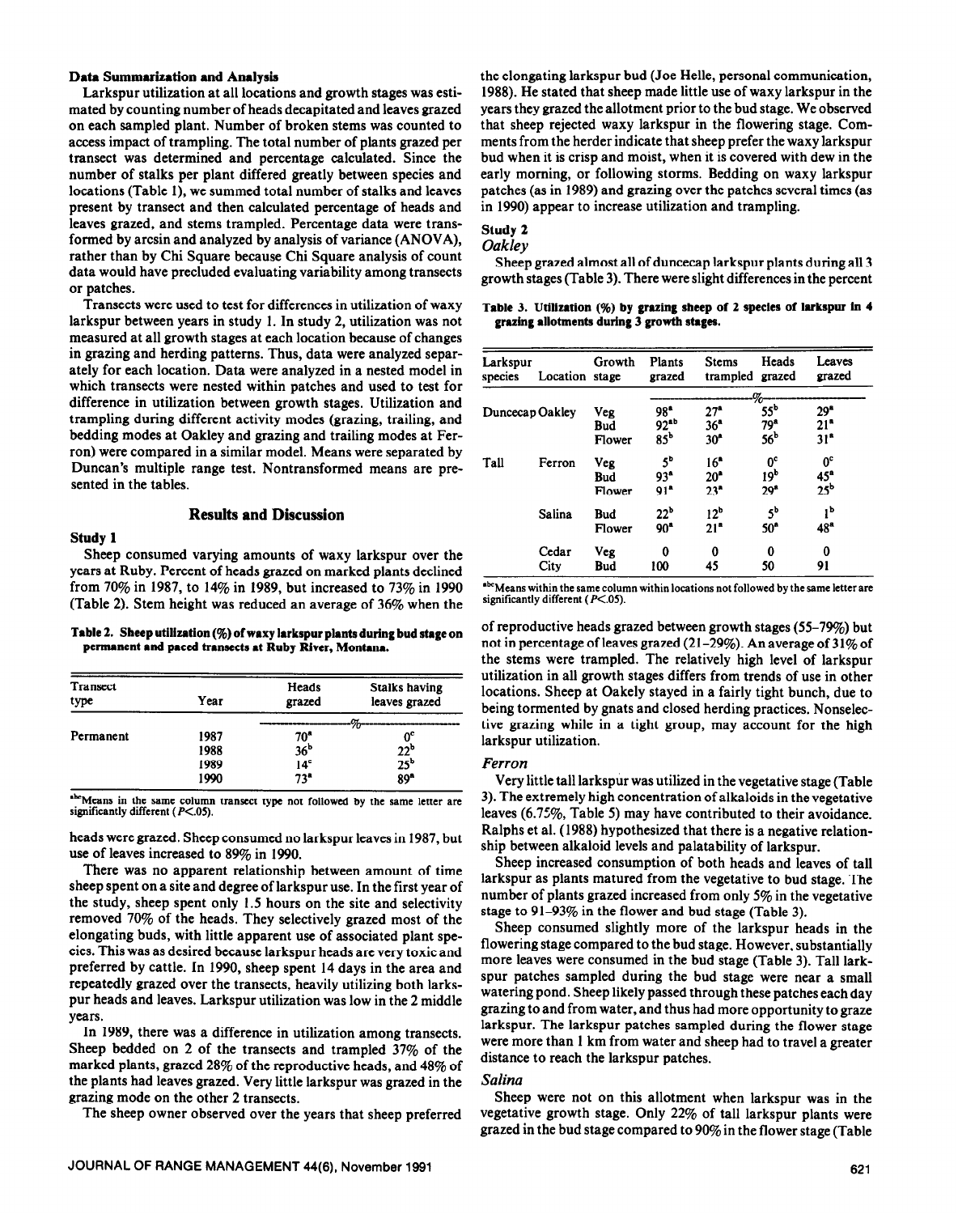### Data Summarization and Analysis

Larkspur utilization at all locations and growth stages was estimated by counting number of heads decapitated and leaves grazed on each sampled plant. Number of broken stems was counted to access impact of trampling. The total number of plants grazed per transect was determined and percentage calculated. Since the number of stalks per plant differed greatly between species and locations (Table 1), we summed total number of stalks and leaves present by transect and then calculated percentage of heads and leaves grazed, and stems trampled. Percentage data were transformed by arcsin and analyzed by analysis of variance (ANOVA), rather than by Chi Square because Chi Square analysis of count data would have precluded evaluating variability among transects or patches.

Transects were used to test for differences in utilization of waxy larkspur between years in study 1. In study 2, utilization was not measured at all growth stages at each location because of changes in grazing and herding patterns. Thus, data were analyzed separately for each location. Data were analyzed in a nested model in which transects were nested within patches and used to test for difference in utilization between growth stages. Utilization and trampling during different activity modes (grazing, trailing, and bedding modes at Oakley and grazing and trailing modes at Ferron) were compared in a similar model. Means were separated by Duncan's multiple range test. Nontransformed means are presented in the tables.

## Results and Discussion

### Study 1

Sheep consumed varying amounts of waxy larkspur over the years at Ruby. Percent of heads grazed on marked plants declined from 70% in 1987, to 14% in 1989, but increased to 73% in 1990 (Table 2). Stem height was reduced an average of 36% when the heads were grazed. Sheep consumed no larkspur leaves in 1987, but use of leaves increased to 89% in 1990.

**Table 2. Sheep utilization (%) of waxy larkspur plants during bud stage on permanent and paced transects at Ruby River, Montana.**

| Transect type | Year | Heads grazed | Stalks having leaves grazed |
|---|---|---|---|
| | | % | |
| Permanent | 1987 | 70[a] | 0[c] |
| | 1988 | 36[b] | 22[b] |
| | 1989 | 14[c] | 25[b] |
| | 1990 | 73[a] | 89[a] |

[abc]Means in the same column transect type not followed by the same letter are significantly different ($P<.05$).

There was no apparent relationship between amount of time sheep spent on a site and degree of larkspur use. In the first year of the study, sheep spent only 1.5 hours on the site and selectivity removed 70% of the heads. They selectively grazed most of the elongating buds, with little apparent use of associated plant species. This was as desired because larkspur heads are very toxic and preferred by cattle. In 1990, sheep spent 14 days in the area and repeatedly grazed over the transects, heavily utilizing both larkspur heads and leaves. Larkspur utilization was low in the 2 middle years.

In 1989, there was a difference in utilization among transects. Sheep bedded on 2 of the transects and trampled 37% of the marked plants, grazed 28% of the reproductive heads, and 48% of the plants had leaves grazed. Very little larkspur was grazed in the grazing mode on the other 2 transects.

The sheep owner observed over the years that sheep preferred the elongating larkspur bud (Joe Helle, personal communication, 1988). He stated that sheep made little use of waxy larkspur in the years they grazed the allotment prior to the bud stage. We observed that sheep rejected waxy larkspur in the flowering stage. Comments from the herder indicate that sheep prefer the waxy larkspur bud when it is crisp and moist, when it is covered with dew in the early morning, or following storms. Bedding on waxy larkspur patches (as in 1989) and grazing over the patches several times (as in 1990) appear to increase utilization and trampling.

### Study 2

#### *Oakley*

Sheep grazed almost all of duncecap larkspur plants during all 3 growth stages (Table 3). There were slight differences in the percent of reproductive heads grazed between growth stages (55–79%) but not in percentage of leaves grazed (21–29%). An average of 31% of the stems were trampled. The relatively high level of larkspur utilization in all growth stages differs from trends of use in other locations. Sheep at Oakely stayed in a fairly tight bunch, due to being tormented by gnats and closed herding practices. Nonselective grazing while in a tight group, may account for the high larkspur utilization.

**Table 3. Utilization (%) by grazing sheep of 2 species of larkspur in 4 grazing allotments during 3 growth stages.**

| Larkspur species | Location | Growth stage | Plants grazed | Stems trampled | Heads grazed | Leaves grazed |
|---|---|---|---|---|---|---|
| | | | % | | | |
| Duncecap | Oakley | Veg | 98[a] | 27[a] | 55[b] | 29[a] |
| | | Bud | 92[ab] | 36[a] | 79[a] | 21[a] |
| | | Flower | 85[b] | 30[a] | 56[b] | 31[a] |
| Tall | Ferron | Veg | 5[b] | 16[a] | 0[c] | 0[c] |
| | | Bud | 93[a] | 20[a] | 19[b] | 45[a] |
| | | Flower | 91[a] | 23[a] | 29[a] | 25[b] |
| | Salina | Bud | 22[b] | 12[b] | 5[b] | 1[b] |
| | | Flower | 90[a] | 21[a] | 50[a] | 48[a] |
| | Cedar City | Veg | 0 | 0 | 0 | 0 |
| | | Bud | 100 | 45 | 50 | 91 |

[abc]Means within the same column within locations not followed by the same letter are significantly different ($P<.05$).

#### *Ferron*

Very little tall larkspur was utilized in the vegetative stage (Table 3). The extremely high concentration of alkaloids in the vegetative leaves (6.75%, Table 5) may have contributed to their avoidance. Ralphs et al. (1988) hypothesized that there is a negative relationship between alkaloid levels and palatability of larkspur.

Sheep increased consumption of both heads and leaves of tall larkspur as plants matured from the vegetative to bud stage. The number of plants grazed increased from only 5% in the vegetative stage to 91–93% in the flower and bud stage (Table 3).

Sheep consumed slightly more of the larkspur heads in the flowering stage compared to the bud stage. However, substantially more leaves were consumed in the bud stage (Table 3). Tall larkspur patches sampled during the bud stage were near a small watering pond. Sheep likely passed through these patches each day grazing to and from water, and thus had more opportunity to graze larkspur. The larkspur patches sampled during the flower stage were more than 1 km from water and sheep had to travel a greater distance to reach the larkspur patches.

#### *Salina*

Sheep were not on this allotment when larkspur was in the vegetative growth stage. Only 22% of tall larkspur plants were grazed in the bud stage compared to 90% in the flower stage (Table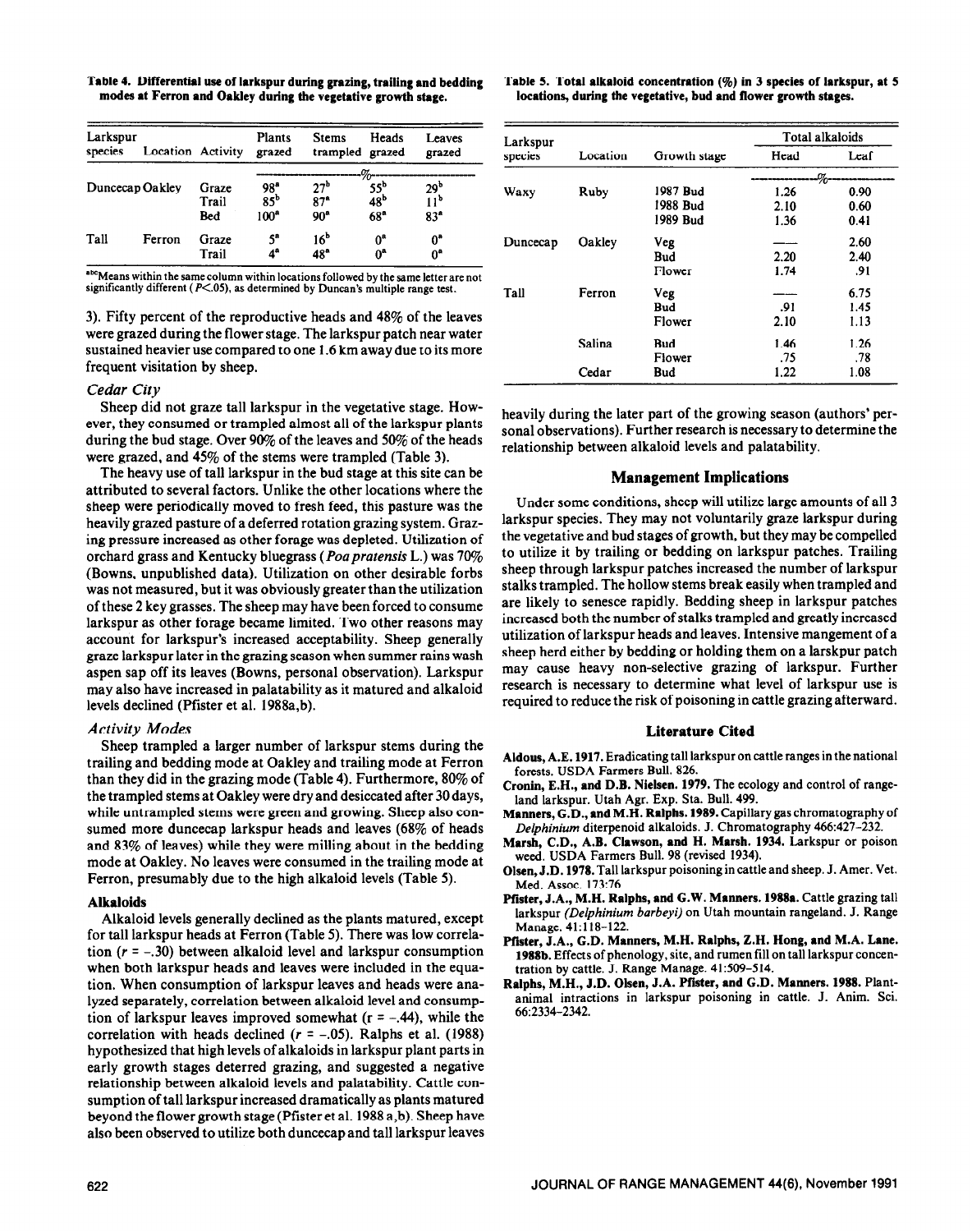**Table 4. Differential use of larkspur during grazing, trailing and bedding modes at Ferron and Oakley during the vegetative growth stage.**

| Larkspur species | Location | Activity | Plants grazed | Stems trampled | Heads grazed | Leaves grazed |
|---|---|---|---|---|---|---|
| | | | -------- | ------ % | ------ | -------- |
| Duncecap | Oakley | Graze | 98[a] | 27[b] | 55[b] | 29[b] |
| | | Trail | 85[b] | 87[a] | 48[b] | 11[b] |
| | | Bed | 100[a] | 90[a] | 68[a] | 83[a] |
| Tall | Ferron | Graze | 5[a] | 16[b] | 0[a] | 0[a] |
| | | Trail | 4[a] | 48[a] | 0[a] | 0[a] |

[abc]Means within the same column within locations followed by the same letter are not significantly different ($P<.05$), as determined by Duncan's multiple range test.

3). Fifty percent of the reproductive heads and 48% of the leaves were grazed during the flower stage. The larkspur patch near water sustained heavier use compared to one 1.6 km away due to its more frequent visitation by sheep.

### *Cedar City*

Sheep did not graze tall larkspur in the vegetative stage. However, they consumed or trampled almost all of the larkspur plants during the bud stage. Over 90% of the leaves and 50% of the heads were grazed, and 45% of the stems were trampled (Table 3).

The heavy use of tall larkspur in the bud stage at this site can be attributed to several factors. Unlike the other locations where the sheep were periodically moved to fresh feed, this pasture was the heavily grazed pasture of a deferred rotation grazing system. Grazing pressure increased as other forage was depleted. Utilization of orchard grass and Kentucky bluegrass (*Poa pratensis* L.) was 70% (Bowns, unpublished data). Utilization on other desirable forbs was not measured, but it was obviously greater than the utilization of these 2 key grasses. The sheep may have been forced to consume larkspur as other forage became limited. Two other reasons may account for larkspur's increased acceptability. Sheep generally graze larkspur later in the grazing season when summer rains wash aspen sap off its leaves (Bowns, personal observation). Larkspur may also have increased in palatability as it matured and alkaloid levels declined (Pfister et al. 1988a,b).

### *Activity Modes*

Sheep trampled a larger number of larkspur stems during the trailing and bedding mode at Oakley and trailing mode at Ferron than they did in the grazing mode (Table 4). Furthermore, 80% of the trampled stems at Oakley were dry and desiccated after 30 days, while untrampled stems were green and growing. Sheep also consumed more duncecap larkspur heads and leaves (68% of heads and 83% of leaves) while they were milling about in the bedding mode at Oakley. No leaves were consumed in the trailing mode at Ferron, presumably due to the high alkaloid levels (Table 5).

### Alkaloids

Alkaloid levels generally declined as the plants matured, except for tall larkspur heads at Ferron (Table 5). There was low correlation ($r = -.30$) between alkaloid level and larkspur consumption when both larkspur heads and leaves were included in the equation. When consumption of larkspur leaves and heads were analyzed separately, correlation between alkaloid level and consumption of larkspur leaves improved somewhat ($r = -.44$), while the correlation with heads declined ($r = -.05$). Ralphs et al. (1988) hypothesized that high levels of alkaloids in larkspur plant parts in early growth stages deterred grazing, and suggested a negative relationship between alkaloid levels and palatability. Cattle consumption of tall larkspur increased dramatically as plants matured beyond the flower growth stage (Pfister et al. 1988 a,b). Sheep have also been observed to utilize both duncecap and tall larkspur leaves heavily during the later part of the growing season (authors' personal observations). Further research is necessary to determine the relationship between alkaloid levels and palatability.

**Table 5. Total alkaloid concentration (%) in 3 species of larkspur, at 5 locations, during the vegetative, bud and flower growth stages.**

| Larkspur species | Location | Growth stage | Total alkaloids | |
|---|---|---|---|---|
| | | | Head | Leaf |
| | | | ------- % | ------- |
| Waxy | Ruby | 1987 Bud | 1.26 | 0.90 |
| | | 1988 Bud | 2.10 | 0.60 |
| | | 1989 Bud | 1.36 | 0.41 |
| Duncecap | Oakley | Veg | —— | 2.60 |
| | | Bud | 2.20 | 2.40 |
| | | Flower | 1.74 | .91 |
| Tall | Ferron | Veg | —— | 6.75 |
| | | Bud | .91 | 1.45 |
| | | Flower | 2.10 | 1.13 |
| | Salina | Bud | 1.46 | 1.26 |
| | | Flower | .75 | .78 |
| | Cedar | Bud | 1.22 | 1.08 |

## Management Implications

Under some conditions, sheep will utilize large amounts of all 3 larkspur species. They may not voluntarily graze larkspur during the vegetative and bud stages of growth, but they may be compelled to utilize it by trailing or bedding on larkspur patches. Trailing sheep through larkspur patches increased the number of larkspur stalks trampled. The hollow stems break easily when trampled and are likely to senesce rapidly. Bedding sheep in larkspur patches increased both the number of stalks trampled and greatly increased utilization of larkspur heads and leaves. Intensive mangement of a sheep herd either by bedding or holding them on a larskpur patch may cause heavy non-selective grazing of larkspur. Further research is necessary to determine what level of larkspur use is required to reduce the risk of poisoning in cattle grazing afterward.

## Literature Cited

**Aldous, A.E. 1917.** Eradicating tall larkspur on cattle ranges in the national forests. USDA Farmers Bull. 826.

**Cronin, E.H., and D.B. Nielsen. 1979.** The ecology and control of rangeland larkspur. Utah Agr. Exp. Sta. Bull. 499.

**Manners, G.D., and M.H. Ralphs. 1989.** Capillary gas chromatography of *Delphinium* diterpenoid alkaloids. J. Chromatography 466:427-232.

**Marsh, C.D., A.B. Clawson, and H. Marsh. 1934.** Larkspur or poison weed. USDA Farmers Bull. 98 (revised 1934).

**Olsen, J.D. 1978.** Tall larkspur poisoning in cattle and sheep. J. Amer. Vet. Med. Assoc. 173:76

**Pfister, J.A., M.H. Ralphs, and G.W. Manners. 1988a.** Cattle grazing tall larkspur *(Delphinium barbeyi)* on Utah mountain rangeland. J. Range Manage. 41:118-122.

**Pfister, J.A., G.D. Manners, M.H. Ralphs, Z.H. Hong, and M.A. Lane. 1988b.** Effects of phenology, site, and rumen fill on tall larkspur concentration by cattle. J. Range Manage. 41:509-514.

**Ralphs, M.H., J.D. Olsen, J.A. Pfister, and G.D. Manners. 1988.** Plant-animal intractions in larkspur poisoning in cattle. J. Anim. Sci. 66:2334-2342.